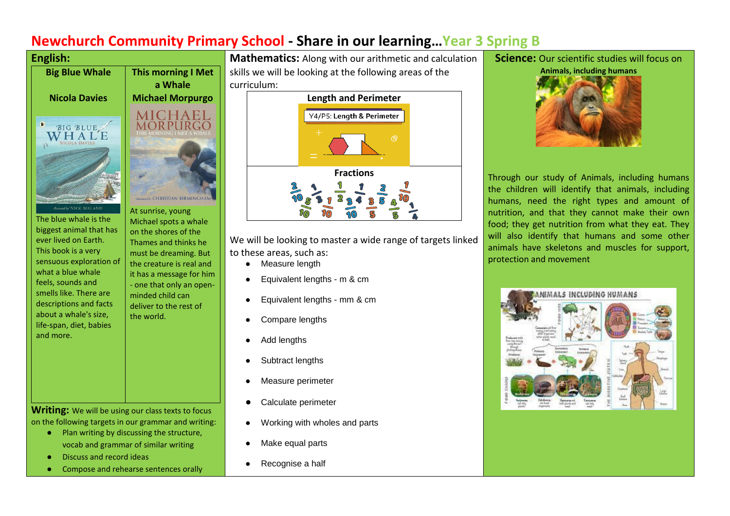# Newchurch Community Primary School - Share in our learning…Year 3 Spring B

## English:

| Big Blue Whale<br><br>Nicola Davies | This morning I Met a Whale<br>Michael Morpurgo |
|---|---|
| The blue whale is the biggest animal that has ever lived on Earth. This book is a very sensuous exploration of what a blue whale feels, sounds and smells like. There are descriptions and facts about a whale's size, life-span, diet, babies and more. | At sunrise, young Michael spots a whale on the shores of the Thames and thinks he must be dreaming. But the creature is real and it has a message for him - one that only an open-minded child can deliver to the rest of the world. |

**Writing:** We will be using our class texts to focus on the following targets in our grammar and writing:

- Plan writing by discussing the structure, vocab and grammar of similar writing
- Discuss and record ideas
- Compose and rehearse sentences orally

## Mathematics:

Along with our arithmetic and calculation skills we will be looking at the following areas of the curriculum:

**Length and Perimeter**

**Fractions**

We will be looking to master a wide range of targets linked to these areas, such as:

- Measure length
- Equivalent lengths - m & cm
- Equivalent lengths - mm & cm
- Compare lengths
- Add lengths
- Subtract lengths
- Measure perimeter
- Calculate perimeter
- Working with wholes and parts
- Make equal parts
- Recognise a half

## Science:

Our scientific studies will focus on **Animals, including humans**

Through our study of Animals, including humans the children will identify that animals, including humans, need the right types and amount of nutrition, and that they cannot make their own food; they get nutrition from what they eat. They will also identify that humans and some other animals have skeletons and muscles for support, protection and movement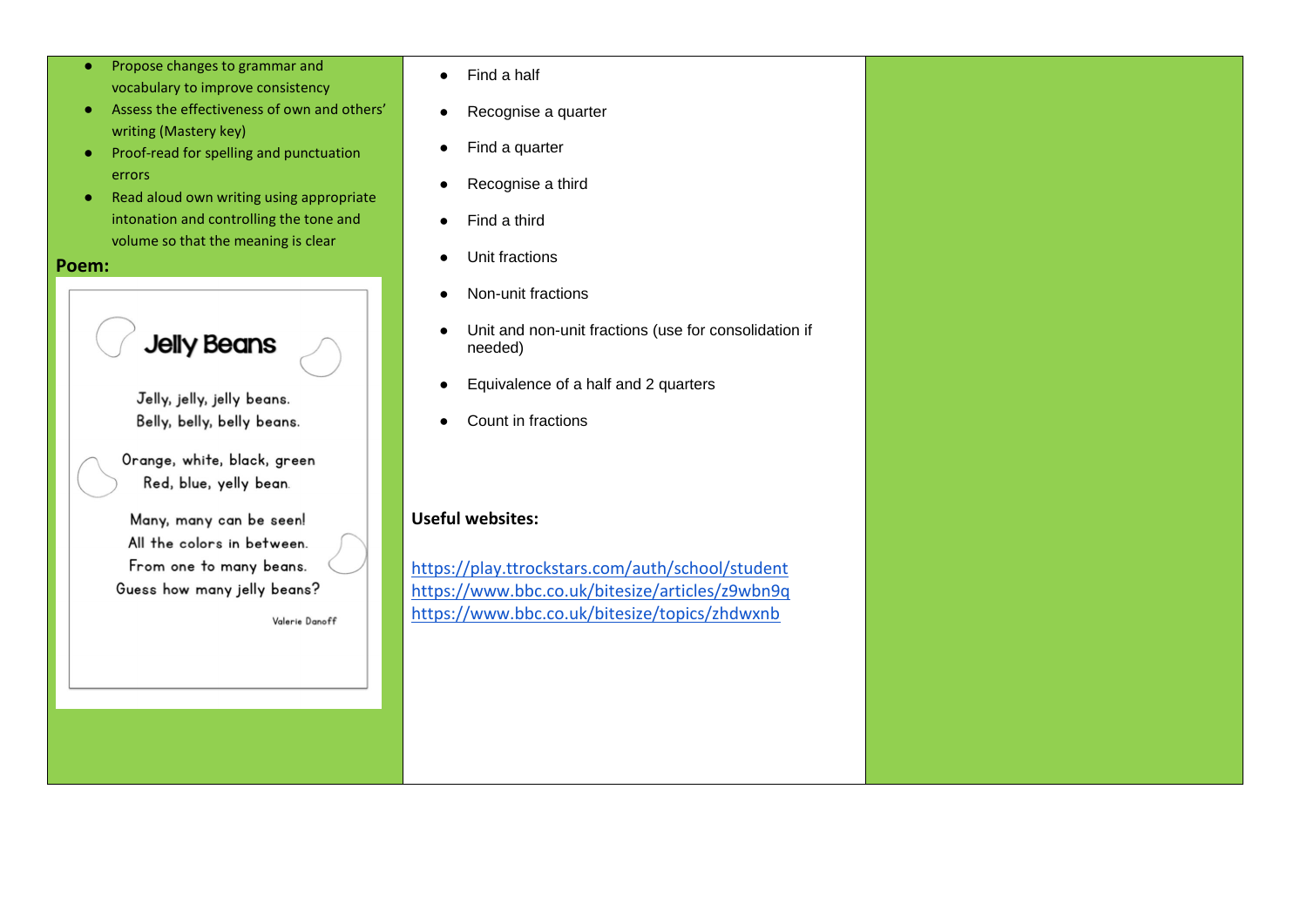| | | |
|---|---|---|
| <ul><li>Propose changes to grammar and vocabulary to improve consistency</li><li>Assess the effectiveness of own and others' writing (Mastery key)</li><li>Proof-read for spelling and punctuation errors</li><li>Read aloud own writing using appropriate intonation and controlling the tone and volume so that the meaning is clear</li></ul>**Poem:**<br><br>**Jelly Beans**<br><br>Jelly, jelly, jelly beans.<br>Belly, belly, belly beans.<br><br>Orange, white, black, green<br>Red, blue, yelly bean.<br><br>Many, many can be seen!<br>All the colors in between.<br>From one to many beans.<br>Guess how many jelly beans?<br><br>Valerie Danoff | <ul><li>Find a half</li><li>Recognise a quarter</li><li>Find a quarter</li><li>Recognise a third</li><li>Find a third</li><li>Unit fractions</li><li>Non-unit fractions</li><li>Unit and non-unit fractions (use for consolidation if needed)</li><li>Equivalence of a half and 2 quarters</li><li>Count in fractions</li></ul>**Useful websites:**<br><br>https://play.ttrockstars.com/auth/school/student<br>https://www.bbc.co.uk/bitesize/articles/z9wbn9q<br>https://www.bbc.co.uk/bitesize/topics/zhdwxnb | |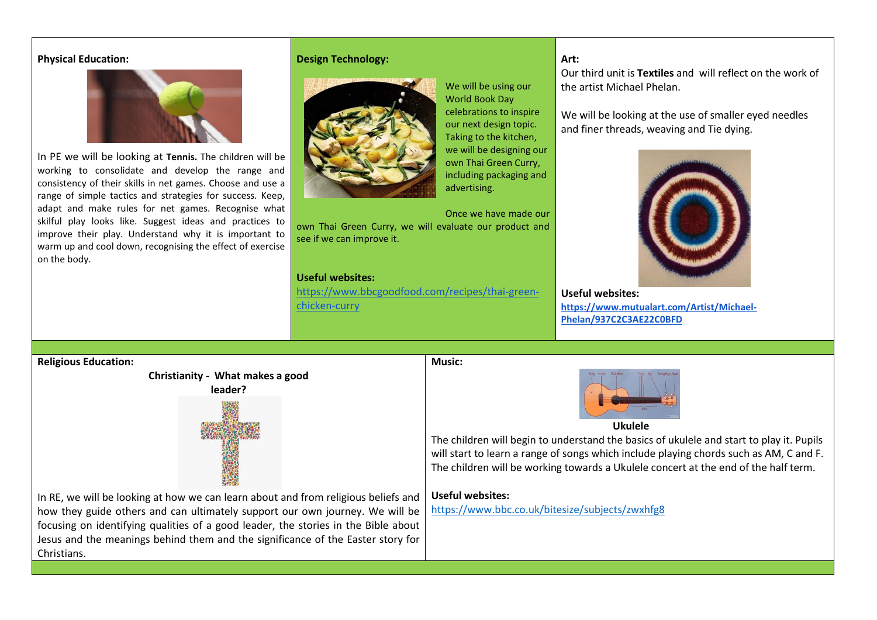**Physical Education:**

In PE we will be looking at **Tennis.** The children will be working to consolidate and develop the range and consistency of their skills in net games. Choose and use a range of simple tactics and strategies for success. Keep, adapt and make rules for net games. Recognise what skilful play looks like. Suggest ideas and practices to improve their play. Understand why it is important to warm up and cool down, recognising the effect of exercise on the body.

**Design Technology:**

We will be using our World Book Day celebrations to inspire our next design topic. Taking to the kitchen, we will be designing our own Thai Green Curry, including packaging and advertising.

Once we have made our own Thai Green Curry, we will evaluate our product and see if we can improve it.

**Useful websites:**

https://www.bbcgoodfood.com/recipes/thai-green-chicken-curry

**Art:**

Our third unit is **Textiles** and will reflect on the work of the artist Michael Phelan.

We will be looking at the use of smaller eyed needles and finer threads, weaving and Tie dying.

**Useful websites:**

**https://www.mutualart.com/Artist/Michael-Phelan/937C2C3AE22C0BFD**

**Religious Education:**

**Christianity - What makes a good leader?**

In RE, we will be looking at how we can learn about and from religious beliefs and how they guide others and can ultimately support our own journey. We will be focusing on identifying qualities of a good leader, the stories in the Bible about Jesus and the meanings behind them and the significance of the Easter story for Christians.

**Music:**

**Ukulele**

The children will begin to understand the basics of ukulele and start to play it. Pupils will start to learn a range of songs which include playing chords such as AM, C and F. The children will be working towards a Ukulele concert at the end of the half term.

**Useful websites:**

https://www.bbc.co.uk/bitesize/subjects/zwxhfg8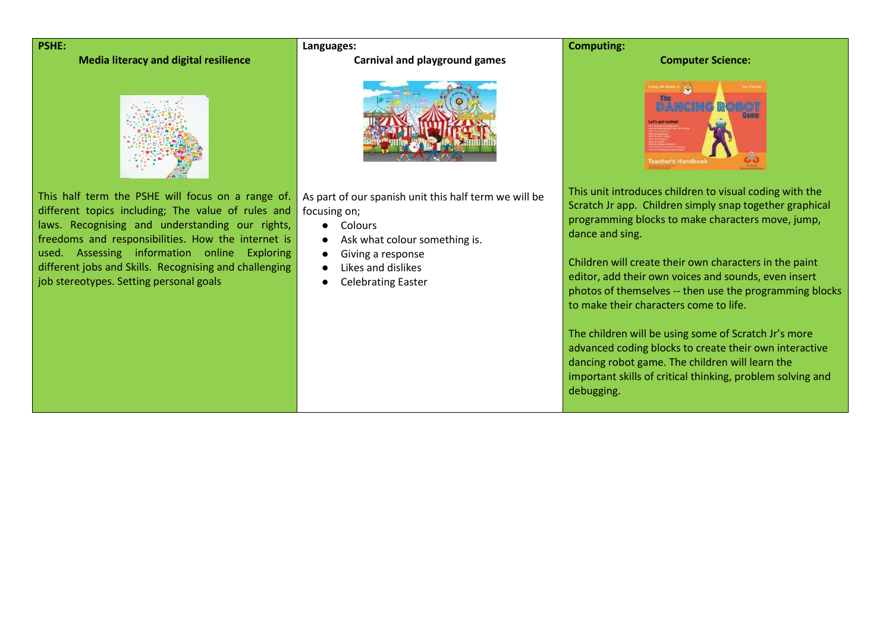**PSHE:**

**Media literacy and digital resilience**

This half term the PSHE will focus on a range of. different topics including; The value of rules and laws. Recognising and understanding our rights, freedoms and responsibilities. How the internet is used. Assessing information online Exploring different jobs and Skills. Recognising and challenging job stereotypes. Setting personal goals

**Languages:**

**Carnival and playground games**

As part of our spanish unit this half term we will be focusing on;

- Colours
- Ask what colour something is.
- Giving a response
- Likes and dislikes
- Celebrating Easter

**Computing:**

**Computer Science:**

This unit introduces children to visual coding with the Scratch Jr app. Children simply snap together graphical programming blocks to make characters move, jump, dance and sing.

Children will create their own characters in the paint editor, add their own voices and sounds, even insert photos of themselves -- then use the programming blocks to make their characters come to life.

The children will be using some of Scratch Jr's more advanced coding blocks to create their own interactive dancing robot game. The children will learn the important skills of critical thinking, problem solving and debugging.